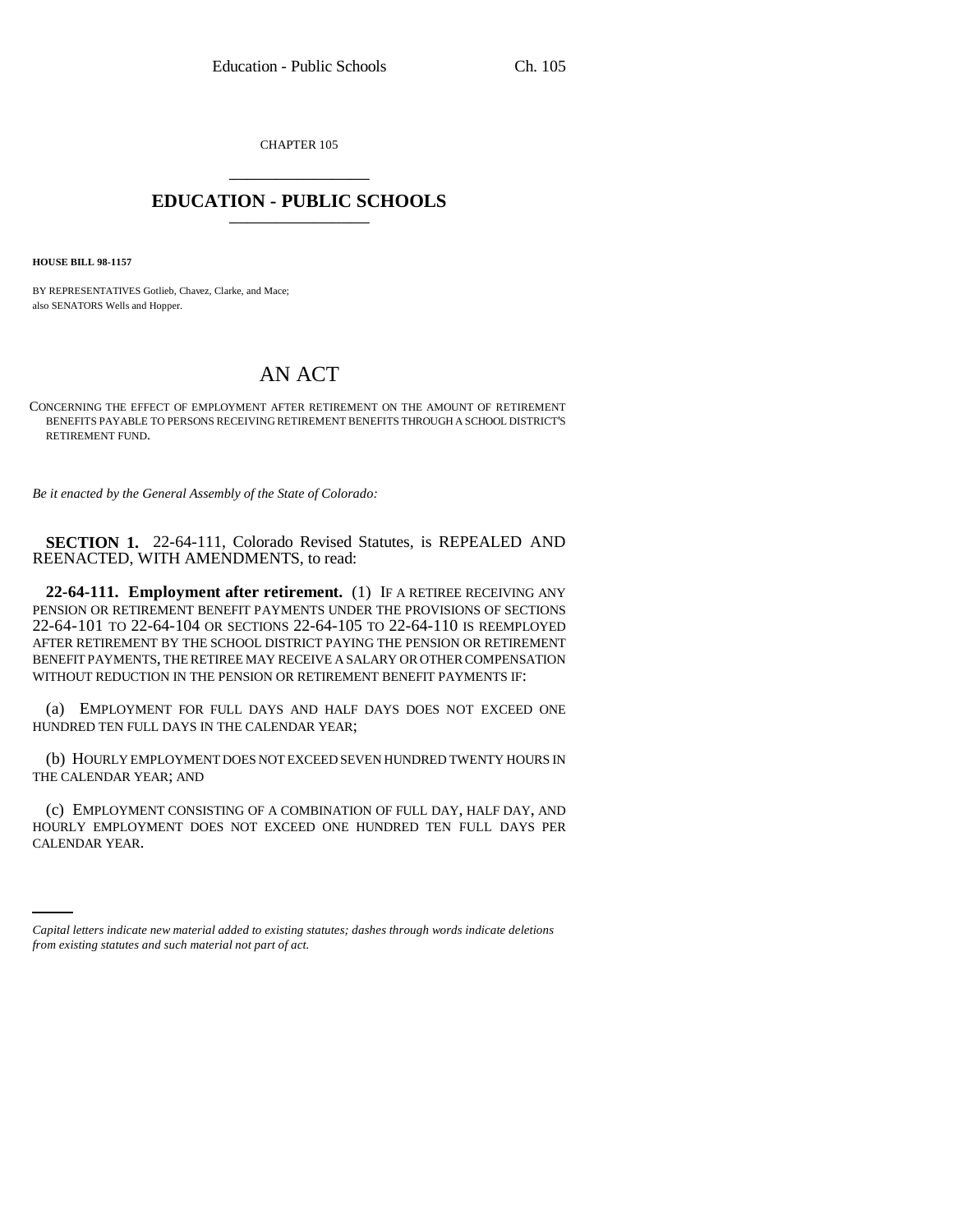CHAPTER 105

# EDUCATION - PUBLIC SCHOOLS

**HOUSE BILL 98-1157**

BY REPRESENTATIVES Gotlieb, Chavez, Clarke, and Mace;
also SENATORS Wells and Hopper.

# AN ACT

CONCERNING THE EFFECT OF EMPLOYMENT AFTER RETIREMENT ON THE AMOUNT OF RETIREMENT BENEFITS PAYABLE TO PERSONS RECEIVING RETIREMENT BENEFITS THROUGH A SCHOOL DISTRICT'S RETIREMENT FUND.

*Be it enacted by the General Assembly of the State of Colorado:*

**SECTION 1.** 22-64-111, Colorado Revised Statutes, is REPEALED AND REENACTED, WITH AMENDMENTS, to read:

**22-64-111. Employment after retirement.** (1) IF A RETIREE RECEIVING ANY PENSION OR RETIREMENT BENEFIT PAYMENTS UNDER THE PROVISIONS OF SECTIONS 22-64-101 TO 22-64-104 OR SECTIONS 22-64-105 TO 22-64-110 IS REEMPLOYED AFTER RETIREMENT BY THE SCHOOL DISTRICT PAYING THE PENSION OR RETIREMENT BENEFIT PAYMENTS, THE RETIREE MAY RECEIVE A SALARY OR OTHER COMPENSATION WITHOUT REDUCTION IN THE PENSION OR RETIREMENT BENEFIT PAYMENTS IF:

(a) EMPLOYMENT FOR FULL DAYS AND HALF DAYS DOES NOT EXCEED ONE HUNDRED TEN FULL DAYS IN THE CALENDAR YEAR;

(b) HOURLY EMPLOYMENT DOES NOT EXCEED SEVEN HUNDRED TWENTY HOURS IN THE CALENDAR YEAR; AND

(c) EMPLOYMENT CONSISTING OF A COMBINATION OF FULL DAY, HALF DAY, AND HOURLY EMPLOYMENT DOES NOT EXCEED ONE HUNDRED TEN FULL DAYS PER CALENDAR YEAR.

*Capital letters indicate new material added to existing statutes; dashes through words indicate deletions from existing statutes and such material not part of act.*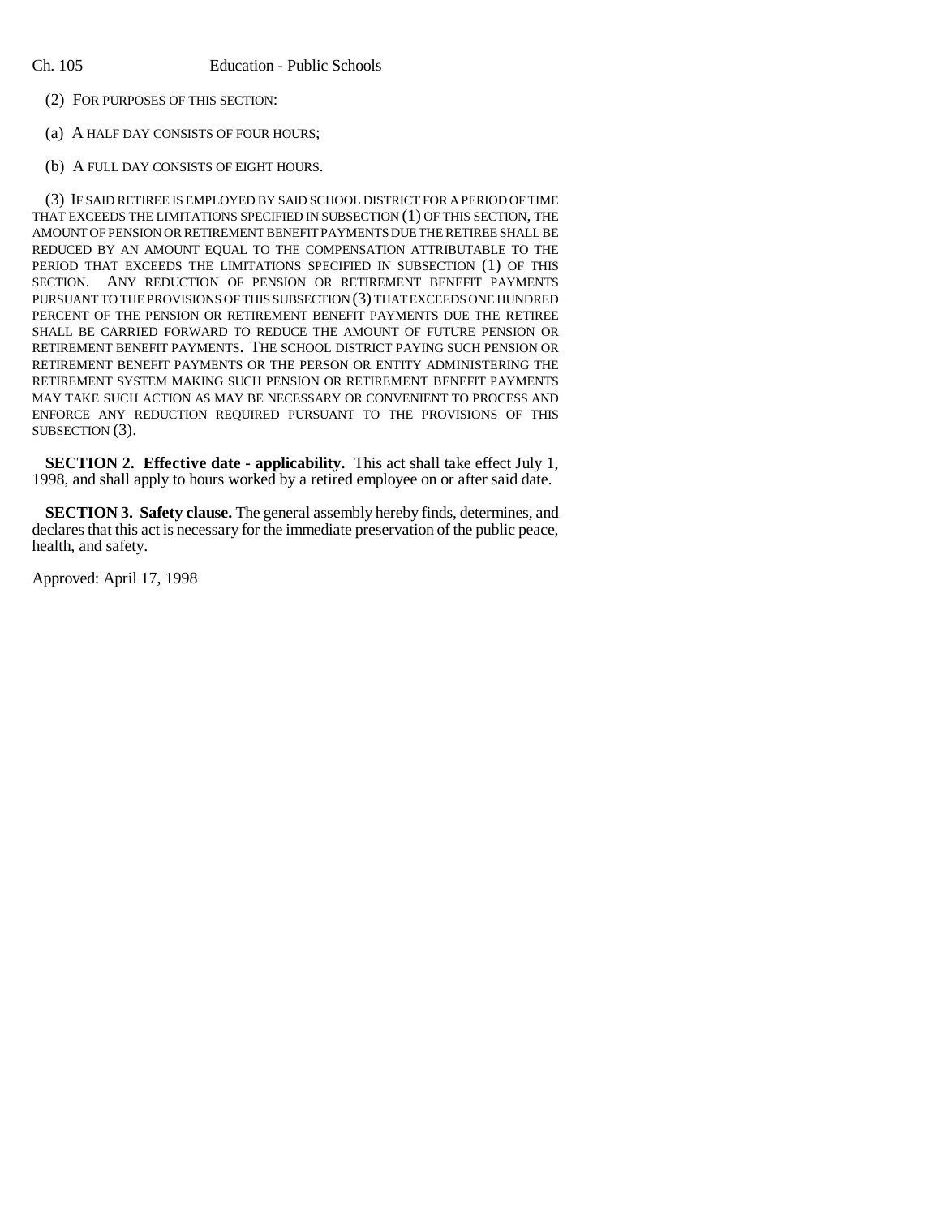(2) FOR PURPOSES OF THIS SECTION:

(a) A HALF DAY CONSISTS OF FOUR HOURS;

(b) A FULL DAY CONSISTS OF EIGHT HOURS.

(3) IF SAID RETIREE IS EMPLOYED BY SAID SCHOOL DISTRICT FOR A PERIOD OF TIME THAT EXCEEDS THE LIMITATIONS SPECIFIED IN SUBSECTION (1) OF THIS SECTION, THE AMOUNT OF PENSION OR RETIREMENT BENEFIT PAYMENTS DUE THE RETIREE SHALL BE REDUCED BY AN AMOUNT EQUAL TO THE COMPENSATION ATTRIBUTABLE TO THE PERIOD THAT EXCEEDS THE LIMITATIONS SPECIFIED IN SUBSECTION (1) OF THIS SECTION. ANY REDUCTION OF PENSION OR RETIREMENT BENEFIT PAYMENTS PURSUANT TO THE PROVISIONS OF THIS SUBSECTION (3) THAT EXCEEDS ONE HUNDRED PERCENT OF THE PENSION OR RETIREMENT BENEFIT PAYMENTS DUE THE RETIREE SHALL BE CARRIED FORWARD TO REDUCE THE AMOUNT OF FUTURE PENSION OR RETIREMENT BENEFIT PAYMENTS. THE SCHOOL DISTRICT PAYING SUCH PENSION OR RETIREMENT BENEFIT PAYMENTS OR THE PERSON OR ENTITY ADMINISTERING THE RETIREMENT SYSTEM MAKING SUCH PENSION OR RETIREMENT BENEFIT PAYMENTS MAY TAKE SUCH ACTION AS MAY BE NECESSARY OR CONVENIENT TO PROCESS AND ENFORCE ANY REDUCTION REQUIRED PURSUANT TO THE PROVISIONS OF THIS SUBSECTION (3).

**SECTION 2. Effective date - applicability.** This act shall take effect July 1, 1998, and shall apply to hours worked by a retired employee on or after said date.

**SECTION 3. Safety clause.** The general assembly hereby finds, determines, and declares that this act is necessary for the immediate preservation of the public peace, health, and safety.

Approved: April 17, 1998